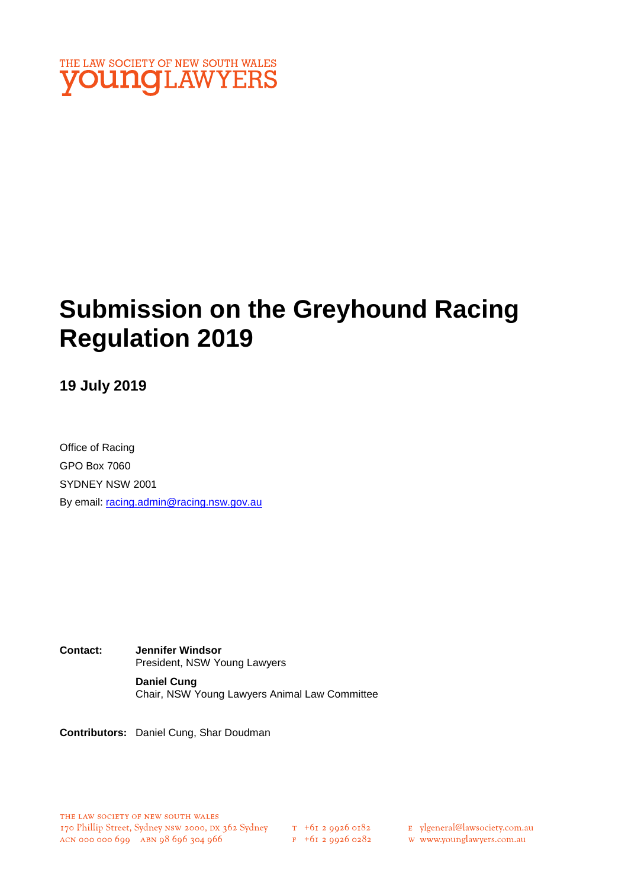THE LAW SOCIETY OF NEW SOUTH WALES
**young**LAWYERS

# Submission on the Greyhound Racing Regulation 2019

## 19 July 2019

Office of Racing
GPO Box 7060
SYDNEY NSW 2001
By email: racing.admin@racing.nsw.gov.au

**Contact:** **Jennifer Windsor**
President, NSW Young Lawyers

**Daniel Cung**
Chair, NSW Young Lawyers Animal Law Committee

**Contributors:** Daniel Cung, Shar Doudman

THE LAW SOCIETY OF NEW SOUTH WALES
170 Phillip Street, Sydney NSW 2000, DX 362 Sydney
ACN 000 000 699 ABN 98 696 304 966
T +61 2 9926 0182
F +61 2 9926 0282
E ylgeneral@lawsociety.com.au
W www.younglawyers.com.au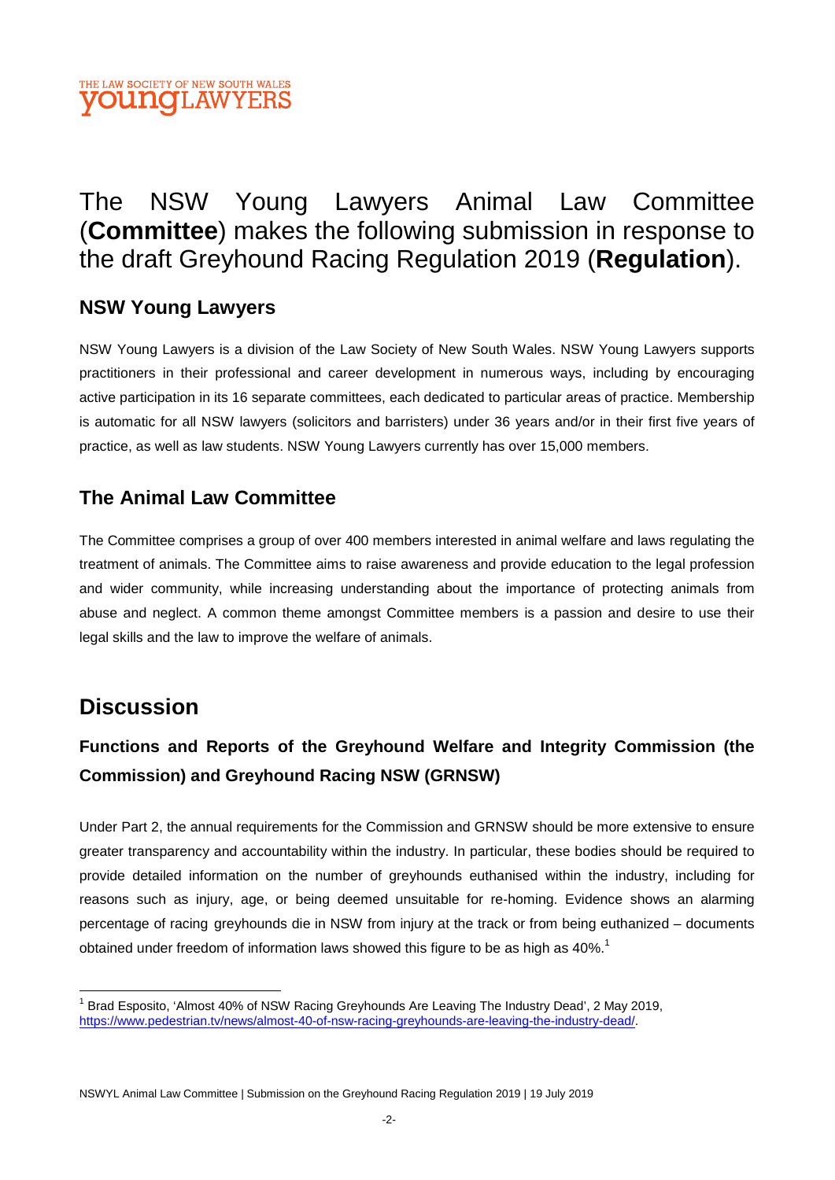THE LAW SOCIETY OF NEW SOUTH WALES
**young**LAWYERS

# The NSW Young Lawyers Animal Law Committee (**Committee**) makes the following submission in response to the draft Greyhound Racing Regulation 2019 (**Regulation**).

### NSW Young Lawyers

NSW Young Lawyers is a division of the Law Society of New South Wales. NSW Young Lawyers supports practitioners in their professional and career development in numerous ways, including by encouraging active participation in its 16 separate committees, each dedicated to particular areas of practice. Membership is automatic for all NSW lawyers (solicitors and barristers) under 36 years and/or in their first five years of practice, as well as law students. NSW Young Lawyers currently has over 15,000 members.

### The Animal Law Committee

The Committee comprises a group of over 400 members interested in animal welfare and laws regulating the treatment of animals. The Committee aims to raise awareness and provide education to the legal profession and wider community, while increasing understanding about the importance of protecting animals from abuse and neglect. A common theme amongst Committee members is a passion and desire to use their legal skills and the law to improve the welfare of animals.

## Discussion

### Functions and Reports of the Greyhound Welfare and Integrity Commission (the Commission) and Greyhound Racing NSW (GRNSW)

Under Part 2, the annual requirements for the Commission and GRNSW should be more extensive to ensure greater transparency and accountability within the industry. In particular, these bodies should be required to provide detailed information on the number of greyhounds euthanised within the industry, including for reasons such as injury, age, or being deemed unsuitable for re-homing. Evidence shows an alarming percentage of racing greyhounds die in NSW from injury at the track or from being euthanized – documents obtained under freedom of information laws showed this figure to be as high as 40%.[1]

[1] Brad Esposito, 'Almost 40% of NSW Racing Greyhounds Are Leaving The Industry Dead', 2 May 2019, https://www.pedestrian.tv/news/almost-40-of-nsw-racing-greyhounds-are-leaving-the-industry-dead/.

NSWYL Animal Law Committee | Submission on the Greyhound Racing Regulation 2019 | 19 July 2019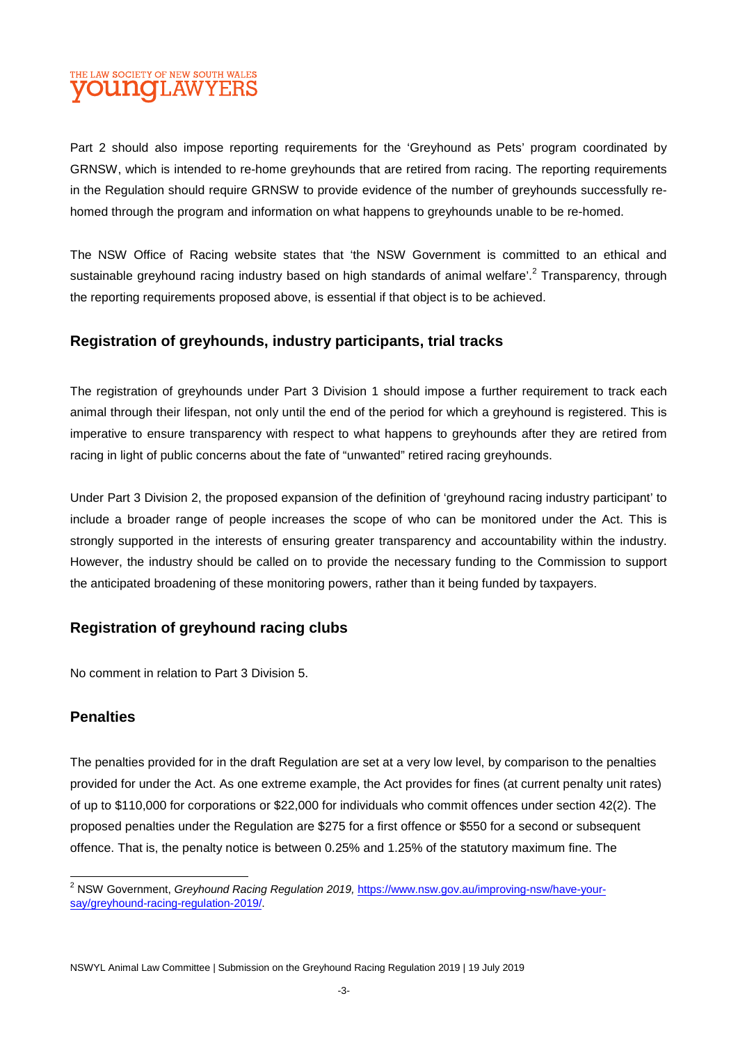Part 2 should also impose reporting requirements for the 'Greyhound as Pets' program coordinated by GRNSW, which is intended to re-home greyhounds that are retired from racing. The reporting requirements in the Regulation should require GRNSW to provide evidence of the number of greyhounds successfully re-homed through the program and information on what happens to greyhounds unable to be re-homed.

The NSW Office of Racing website states that 'the NSW Government is committed to an ethical and sustainable greyhound racing industry based on high standards of animal welfare'.[2] Transparency, through the reporting requirements proposed above, is essential if that object is to be achieved.

## Registration of greyhounds, industry participants, trial tracks

The registration of greyhounds under Part 3 Division 1 should impose a further requirement to track each animal through their lifespan, not only until the end of the period for which a greyhound is registered. This is imperative to ensure transparency with respect to what happens to greyhounds after they are retired from racing in light of public concerns about the fate of "unwanted" retired racing greyhounds.

Under Part 3 Division 2, the proposed expansion of the definition of 'greyhound racing industry participant' to include a broader range of people increases the scope of who can be monitored under the Act. This is strongly supported in the interests of ensuring greater transparency and accountability within the industry. However, the industry should be called on to provide the necessary funding to the Commission to support the anticipated broadening of these monitoring powers, rather than it being funded by taxpayers.

## Registration of greyhound racing clubs

No comment in relation to Part 3 Division 5.

## Penalties

The penalties provided for in the draft Regulation are set at a very low level, by comparison to the penalties provided for under the Act. As one extreme example, the Act provides for fines (at current penalty unit rates) of up to $110,000 for corporations or $22,000 for individuals who commit offences under section 42(2). The proposed penalties under the Regulation are $275 for a first offence or $550 for a second or subsequent offence. That is, the penalty notice is between 0.25% and 1.25% of the statutory maximum fine. The

[2] NSW Government, *Greyhound Racing Regulation 2019,* https://www.nsw.gov.au/improving-nsw/have-your-say/greyhound-racing-regulation-2019/.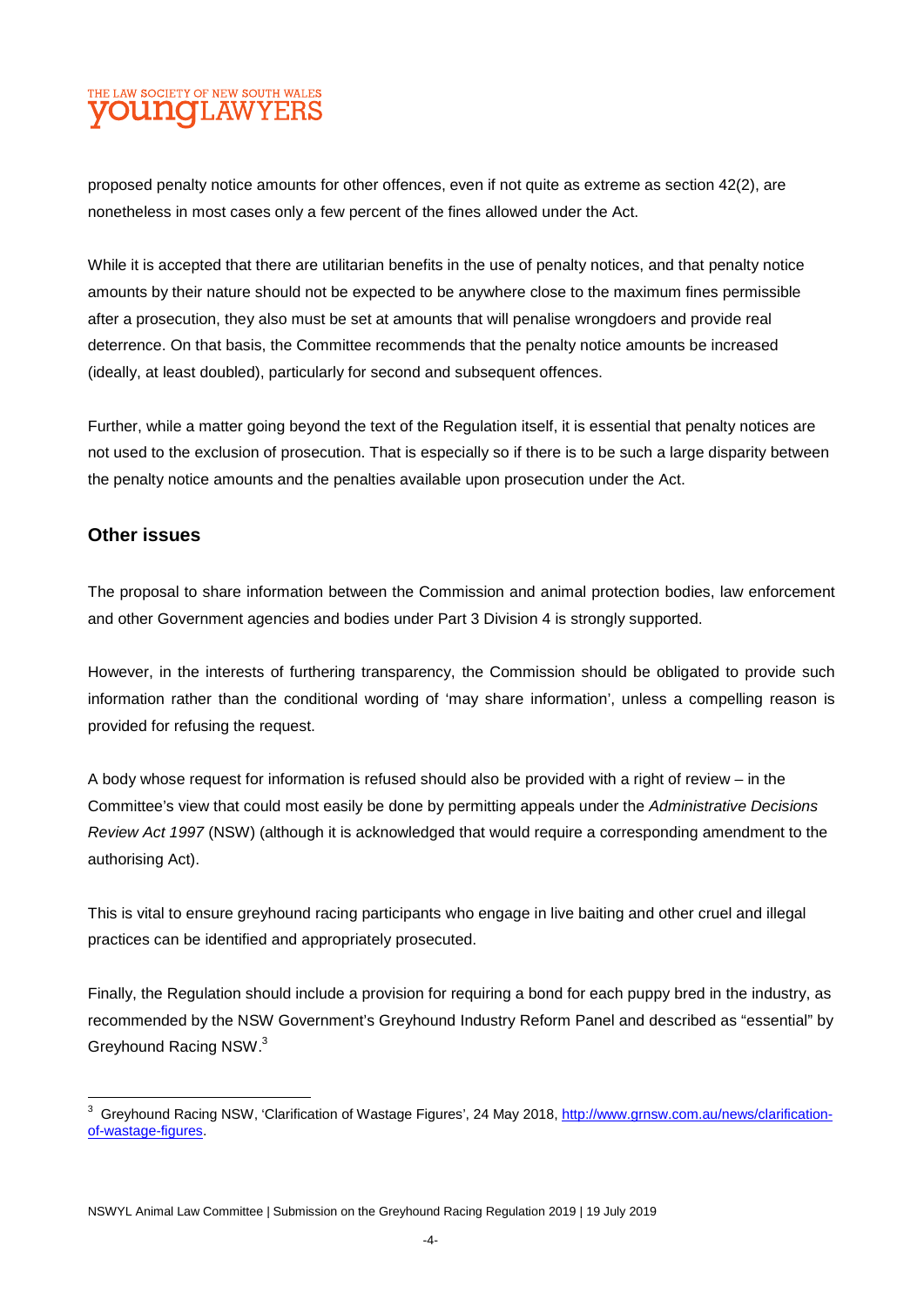proposed penalty notice amounts for other offences, even if not quite as extreme as section 42(2), are nonetheless in most cases only a few percent of the fines allowed under the Act.

While it is accepted that there are utilitarian benefits in the use of penalty notices, and that penalty notice amounts by their nature should not be expected to be anywhere close to the maximum fines permissible after a prosecution, they also must be set at amounts that will penalise wrongdoers and provide real deterrence. On that basis, the Committee recommends that the penalty notice amounts be increased (ideally, at least doubled), particularly for second and subsequent offences.

Further, while a matter going beyond the text of the Regulation itself, it is essential that penalty notices are not used to the exclusion of prosecution. That is especially so if there is to be such a large disparity between the penalty notice amounts and the penalties available upon prosecution under the Act.

## Other issues

The proposal to share information between the Commission and animal protection bodies, law enforcement and other Government agencies and bodies under Part 3 Division 4 is strongly supported.

However, in the interests of furthering transparency, the Commission should be obligated to provide such information rather than the conditional wording of 'may share information', unless a compelling reason is provided for refusing the request.

A body whose request for information is refused should also be provided with a right of review – in the Committee's view that could most easily be done by permitting appeals under the *Administrative Decisions Review Act 1997* (NSW) (although it is acknowledged that would require a corresponding amendment to the authorising Act).

This is vital to ensure greyhound racing participants who engage in live baiting and other cruel and illegal practices can be identified and appropriately prosecuted.

Finally, the Regulation should include a provision for requiring a bond for each puppy bred in the industry, as recommended by the NSW Government's Greyhound Industry Reform Panel and described as "essential" by Greyhound Racing NSW.[3]

---

[3] Greyhound Racing NSW, 'Clarification of Wastage Figures', 24 May 2018, http://www.grnsw.com.au/news/clarification-of-wastage-figures.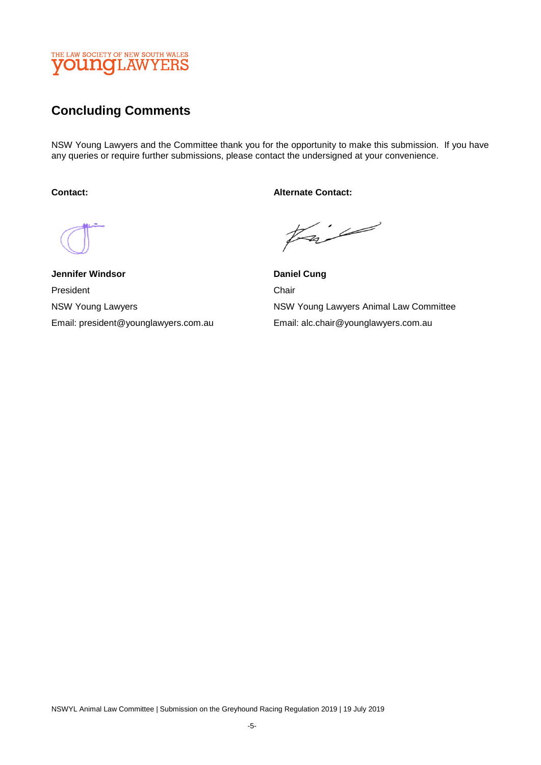## Concluding Comments

NSW Young Lawyers and the Committee thank you for the opportunity to make this submission. If you have any queries or require further submissions, please contact the undersigned at your convenience.

**Contact:**

**Jennifer Windsor**
President
NSW Young Lawyers
Email: president@younglawyers.com.au

**Alternate Contact:**

**Daniel Cung**
Chair
NSW Young Lawyers Animal Law Committee
Email: alc.chair@younglawyers.com.au